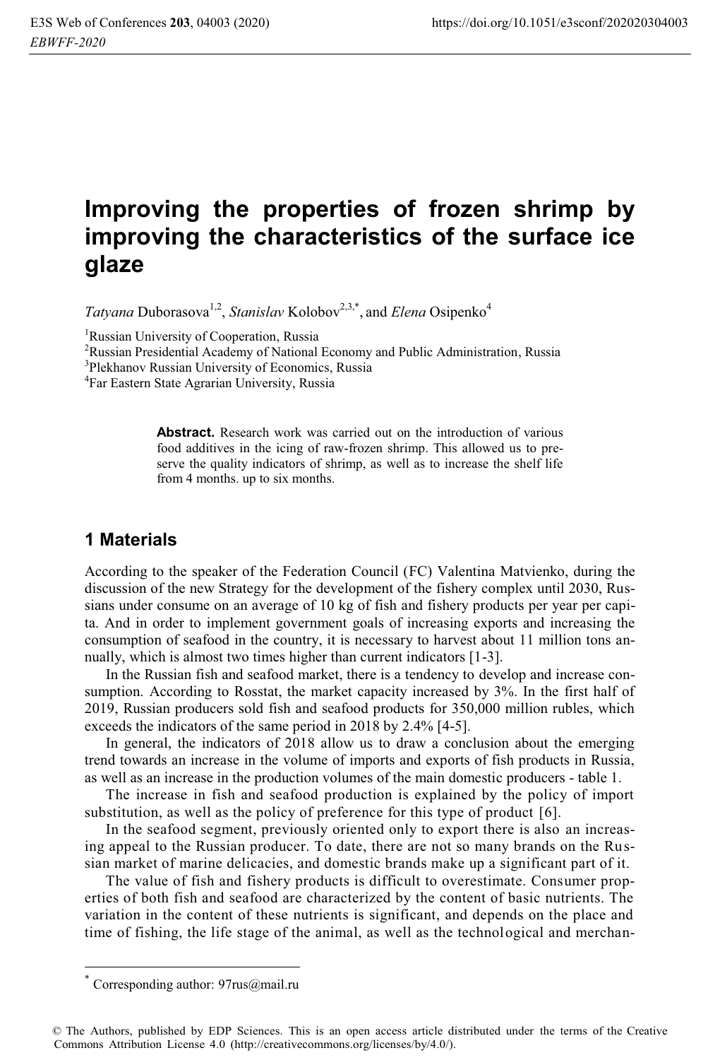# Improving the properties of frozen shrimp by improving the characteristics of the surface ice glaze

*Tatyana* Duborasova[1,2], *Stanislav* Kolobov[2,3,*], and *Elena* Osipenko[4]

[1]Russian University of Cooperation, Russia
[2]Russian Presidential Academy of National Economy and Public Administration, Russia
[3]Plekhanov Russian University of Economics, Russia
[4]Far Eastern State Agrarian University, Russia

**Abstract.** Research work was carried out on the introduction of various food additives in the icing of raw-frozen shrimp. This allowed us to preserve the quality indicators of shrimp, as well as to increase the shelf life from 4 months. up to six months.

## 1 Materials

According to the speaker of the Federation Council (FC) Valentina Matvienko, during the discussion of the new Strategy for the development of the fishery complex until 2030, Russians under consume on an average of 10 kg of fish and fishery products per year per capita. And in order to implement government goals of increasing exports and increasing the consumption of seafood in the country, it is necessary to harvest about 11 million tons annually, which is almost two times higher than current indicators [1-3].

In the Russian fish and seafood market, there is a tendency to develop and increase consumption. According to Rosstat, the market capacity increased by 3%. In the first half of 2019, Russian producers sold fish and seafood products for 350,000 million rubles, which exceeds the indicators of the same period in 2018 by 2.4% [4-5].

In general, the indicators of 2018 allow us to draw a conclusion about the emerging trend towards an increase in the volume of imports and exports of fish products in Russia, as well as an increase in the production volumes of the main domestic producers - table 1.

The increase in fish and seafood production is explained by the policy of import substitution, as well as the policy of preference for this type of product [6].

In the seafood segment, previously oriented only to export there is also an increasing appeal to the Russian producer. To date, there are not so many brands on the Russian market of marine delicacies, and domestic brands make up a significant part of it.

The value of fish and fishery products is difficult to overestimate. Consumer properties of both fish and seafood are characterized by the content of basic nutrients. The variation in the content of these nutrients is significant, and depends on the place and time of fishing, the life stage of the animal, as well as the technological and merchan-

* Corresponding author: 97rus@mail.ru

© The Authors, published by EDP Sciences. This is an open access article distributed under the terms of the Creative Commons Attribution License 4.0 (http://creativecommons.org/licenses/by/4.0/).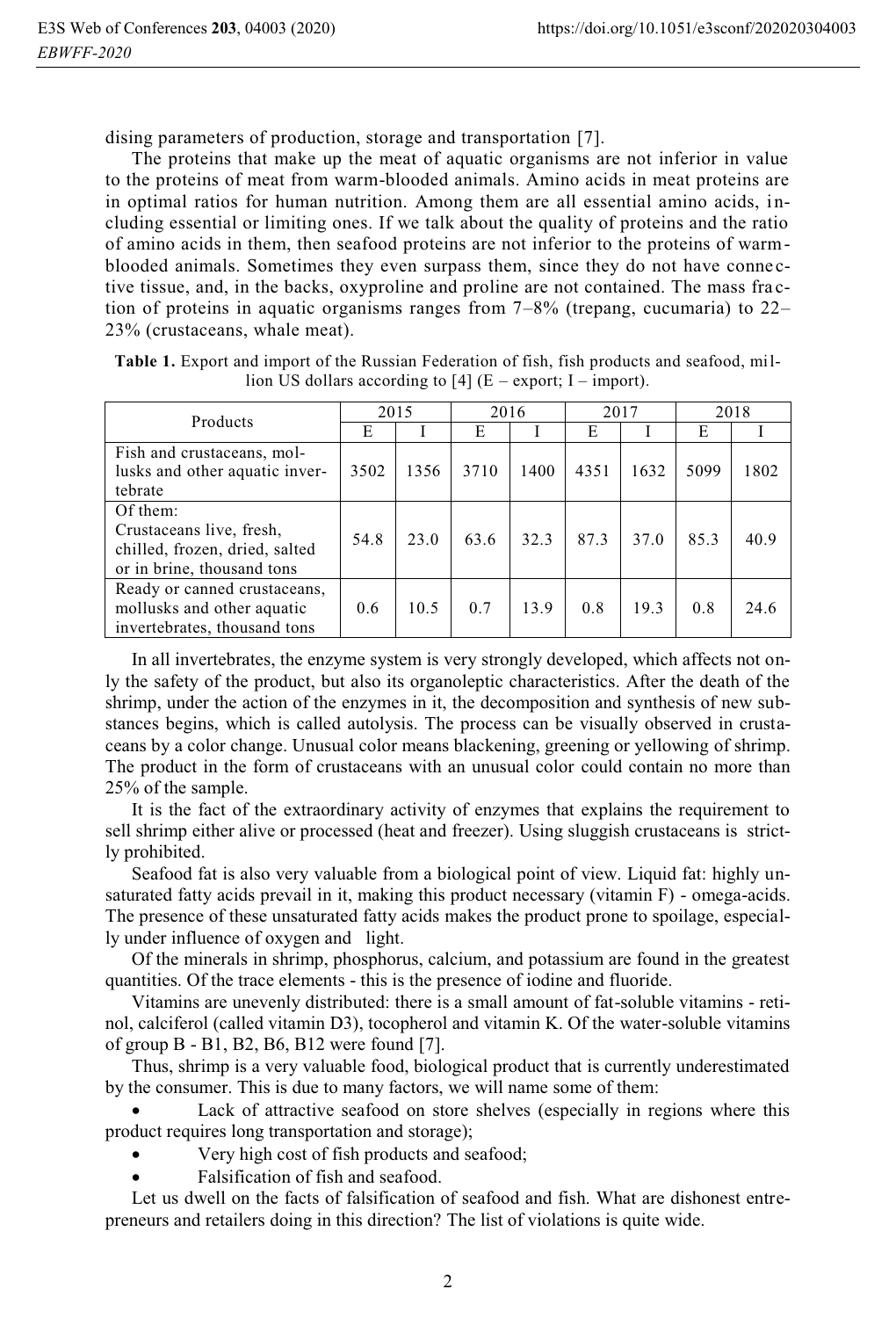dising parameters of production, storage and transportation [7].

The proteins that make up the meat of aquatic organisms are not inferior in value to the proteins of meat from warm-blooded animals. Amino acids in meat proteins are in optimal ratios for human nutrition. Among them are all essential amino acids, including essential or limiting ones. If we talk about the quality of proteins and the ratio of amino acids in them, then seafood proteins are not inferior to the proteins of warm-blooded animals. Sometimes they even surpass them, since they do not have connective tissue, and, in the backs, oxyproline and proline are not contained. The mass fraction of proteins in aquatic organisms ranges from 7–8% (trepang, cucumaria) to 22–23% (crustaceans, whale meat).

**Table 1.** Export and import of the Russian Federation of fish, fish products and seafood, million US dollars according to [4] (E – export; I – import).

| Products | 2015 | | 2016 | | 2017 | | 2018 | |
|---|---|---|---|---|---|---|---|---|
| | E | I | E | I | E | I | E | I |
| Fish and crustaceans, mollusks and other aquatic invertebrate | 3502 | 1356 | 3710 | 1400 | 4351 | 1632 | 5099 | 1802 |
| Of them: Crustaceans live, fresh, chilled, frozen, dried, salted or in brine, thousand tons | 54.8 | 23.0 | 63.6 | 32.3 | 87.3 | 37.0 | 85.3 | 40.9 |
| Ready or canned crustaceans, mollusks and other aquatic invertebrates, thousand tons | 0.6 | 10.5 | 0.7 | 13.9 | 0.8 | 19.3 | 0.8 | 24.6 |

In all invertebrates, the enzyme system is very strongly developed, which affects not only the safety of the product, but also its organoleptic characteristics. After the death of the shrimp, under the action of the enzymes in it, the decomposition and synthesis of new substances begins, which is called autolysis. The process can be visually observed in crustaceans by a color change. Unusual color means blackening, greening or yellowing of shrimp. The product in the form of crustaceans with an unusual color could contain no more than 25% of the sample.

It is the fact of the extraordinary activity of enzymes that explains the requirement to sell shrimp either alive or processed (heat and freezer). Using sluggish crustaceans is strictly prohibited.

Seafood fat is also very valuable from a biological point of view. Liquid fat: highly unsaturated fatty acids prevail in it, making this product necessary (vitamin F) - omega-acids. The presence of these unsaturated fatty acids makes the product prone to spoilage, especially under influence of oxygen and light.

Of the minerals in shrimp, phosphorus, calcium, and potassium are found in the greatest quantities. Of the trace elements - this is the presence of iodine and fluoride.

Vitamins are unevenly distributed: there is a small amount of fat-soluble vitamins - retinol, calciferol (called vitamin D3), tocopherol and vitamin K. Of the water-soluble vitamins of group B - B1, B2, B6, B12 were found [7].

Thus, shrimp is a very valuable food, biological product that is currently underestimated by the consumer. This is due to many factors, we will name some of them:

- Lack of attractive seafood on store shelves (especially in regions where this product requires long transportation and storage);
- Very high cost of fish products and seafood;
- Falsification of fish and seafood.

Let us dwell on the facts of falsification of seafood and fish. What are dishonest entrepreneurs and retailers doing in this direction? The list of violations is quite wide.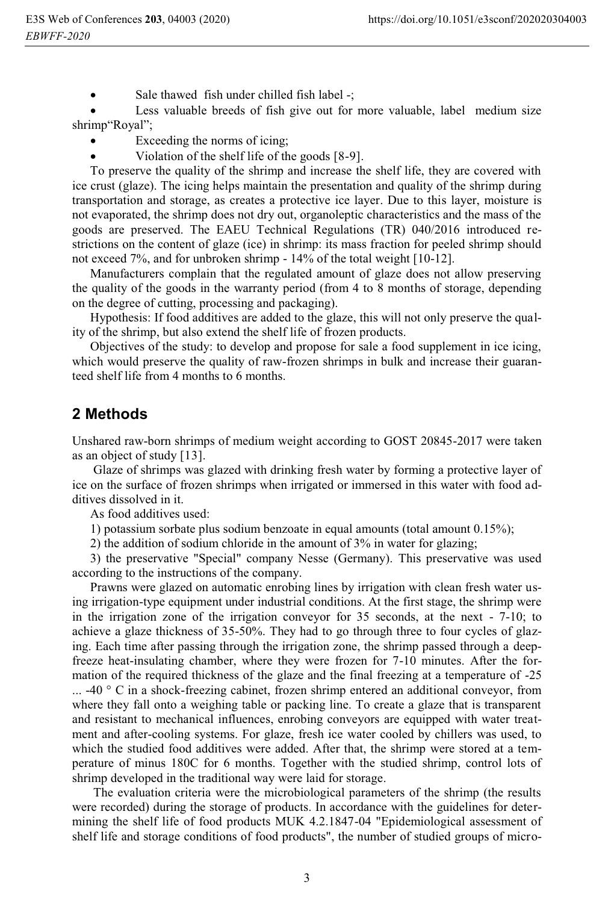- Sale thawed fish under chilled fish label -;
- Less valuable breeds of fish give out for more valuable, label medium size shrimp"Royal";
- Exceeding the norms of icing;
- Violation of the shelf life of the goods [8-9].

To preserve the quality of the shrimp and increase the shelf life, they are covered with ice crust (glaze). The icing helps maintain the presentation and quality of the shrimp during transportation and storage, as creates a protective ice layer. Due to this layer, moisture is not evaporated, the shrimp does not dry out, organoleptic characteristics and the mass of the goods are preserved. The EAEU Technical Regulations (TR) 040/2016 introduced restrictions on the content of glaze (ice) in shrimp: its mass fraction for peeled shrimp should not exceed 7%, and for unbroken shrimp - 14% of the total weight [10-12].

Manufacturers complain that the regulated amount of glaze does not allow preserving the quality of the goods in the warranty period (from 4 to 8 months of storage, depending on the degree of cutting, processing and packaging).

Hypothesis: If food additives are added to the glaze, this will not only preserve the quality of the shrimp, but also extend the shelf life of frozen products.

Objectives of the study: to develop and propose for sale a food supplement in ice icing, which would preserve the quality of raw-frozen shrimps in bulk and increase their guaranteed shelf life from 4 months to 6 months.

## 2 Methods

Unshared raw-born shrimps of medium weight according to GOST 20845-2017 were taken as an object of study [13].

Glaze of shrimps was glazed with drinking fresh water by forming a protective layer of ice on the surface of frozen shrimps when irrigated or immersed in this water with food additives dissolved in it.

As food additives used:

1) potassium sorbate plus sodium benzoate in equal amounts (total amount 0.15%);

2) the addition of sodium chloride in the amount of 3% in water for glazing;

3) the preservative "Special" company Nesse (Germany). This preservative was used according to the instructions of the company.

Prawns were glazed on automatic enrobing lines by irrigation with clean fresh water using irrigation-type equipment under industrial conditions. At the first stage, the shrimp were in the irrigation zone of the irrigation conveyor for 35 seconds, at the next - 7-10; to achieve a glaze thickness of 35-50%. They had to go through three to four cycles of glazing. Each time after passing through the irrigation zone, the shrimp passed through a deep-freeze heat-insulating chamber, where they were frozen for 7-10 minutes. After the formation of the required thickness of the glaze and the final freezing at a temperature of -25 ... -40 ° C in a shock-freezing cabinet, frozen shrimp entered an additional conveyor, from where they fall onto a weighing table or packing line. To create a glaze that is transparent and resistant to mechanical influences, enrobing conveyors are equipped with water treatment and after-cooling systems. For glaze, fresh ice water cooled by chillers was used, to which the studied food additives were added. After that, the shrimp were stored at a temperature of minus 180C for 6 months. Together with the studied shrimp, control lots of shrimp developed in the traditional way were laid for storage.

The evaluation criteria were the microbiological parameters of the shrimp (the results were recorded) during the storage of products. In accordance with the guidelines for determining the shelf life of food products MUK 4.2.1847-04 "Epidemiological assessment of shelf life and storage conditions of food products", the number of studied groups of micro-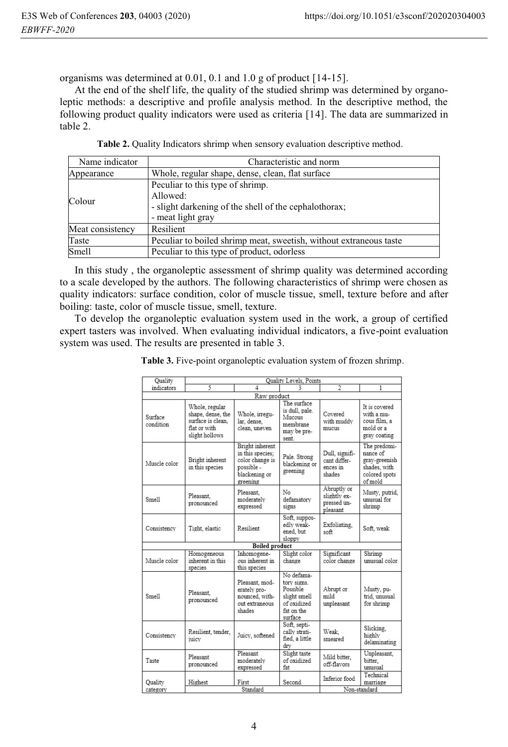organisms was determined at 0.01, 0.1 and 1.0 g of product [14-15].

At the end of the shelf life, the quality of the studied shrimp was determined by organoleptic methods: a descriptive and profile analysis method. In the descriptive method, the following product quality indicators were used as criteria [14]. The data are summarized in table 2.

**Table 2.** Quality Indicators shrimp when sensory evaluation descriptive method.

| Name indicator | Characteristic and norm |
|---|---|
| Appearance | Whole, regular shape, dense, clean, flat surface |
| Colour | Peculiar to this type of shrimp.<br>Allowed:<br>- slight darkening of the shell of the cephalothorax;<br>- meat light gray |
| Meat consistency | Resilient |
| Taste | Peculiar to boiled shrimp meat, sweetish, without extraneous taste |
| Smell | Peculiar to this type of product, odorless |

In this study , the organoleptic assessment of shrimp quality was determined according to a scale developed by the authors. The following characteristics of shrimp were chosen as quality indicators: surface condition, color of muscle tissue, smell, texture before and after boiling: taste, color of muscle tissue, smell, texture.

To develop the organoleptic evaluation system used in the work, a group of certified expert tasters was involved. When evaluating individual indicators, a five-point evaluation system was used. The results are presented in table 3.

**Table 3.** Five-point organoleptic evaluation system of frozen shrimp.

| Quality indicators | Quality Levels, Points | | | | |
|---|---|---|---|---|---|
| | 5 | 4 | 3 | 2 | 1 |
| **Raw product** | | | | | |
| Surface condition | Whole, regular shape, dense, the surface is clean, flat or with slight hollows | Whole, irregular, dense, clean, uneven | The surface is dull, pale. Mucous membrane may be present. | Covered with muddy mucus | It is covered with a mucous film, a mold or a gray coating |
| Muscle color | Bright inherent in this species | Bright inherent in this species; color change is possible - blackening or greening | Pale. Strong blackening or greening | Dull, significant differences in shades | The predominance of gray-greenish shades, with colored spots of mold |
| Smell | Pleasant, pronounced | Pleasant, moderately expressed | No defamatory signs | Abruptly or slightly expressed unpleasant | Musty, putrid, unusual for shrimp |
| Consistency | Tight, elastic | Resilient | Soft, supposedly weakened, but sloppy | Exfoliating, soft | Soft, weak |
| **Boiled product** | | | | | |
| Muscle color | Homogeneous inherent in this species | Inhomogeneous inherent in this species | Slight color change | Significant color change | Shrimp unusual color |
| Smell | Pleasant, pronounced | Pleasant, moderately pronounced, without extraneous shades | No defamatory signs. Possible slight smell of oxidized fat on the surface | Abrupt or mild unpleasant | Musty, putrid, unusual for shrimp |
| Consistency | Resilient, tender, juicy | Juicy, softened | Soft, septically stratified, a little dry | Weak, smeared | Slicking, highly delaminating |
| Taste | Pleasant pronounced | Pleasant moderately expressed | Slight taste of oxidized fat | Mild bitter, off-flavors | Unpleasant, bitter, unusual |
| Quality category | Highest | First | Second | Inferior food | Technical marriage |
| | Standard | | | Non-standard | |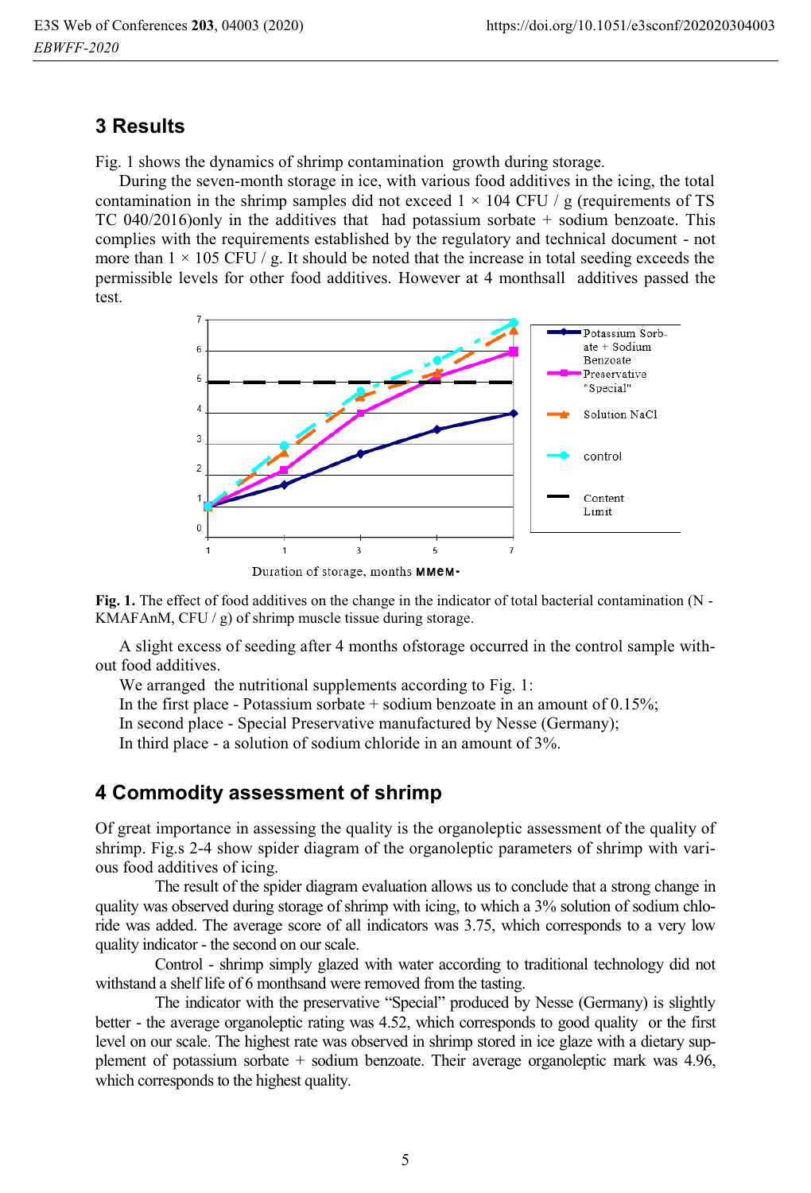## 3 Results

Fig. 1 shows the dynamics of shrimp contamination growth during storage.

During the seven-month storage in ice, with various food additives in the icing, the total contamination in the shrimp samples did not exceed 1 × 104 CFU / g (requirements of TS TC 040/2016)only in the additives that had potassium sorbate + sodium benzoate. This complies with the requirements established by the regulatory and technical document - not more than 1 × 105 CFU / g. It should be noted that the increase in total seeding exceeds the permissible levels for other food additives. However at 4 monthsall additives passed the test.

**Fig. 1.** The effect of food additives on the change in the indicator of total bacterial contamination (N - KMAFAnM, CFU / g) of shrimp muscle tissue during storage.

A slight excess of seeding after 4 months ofstorage occurred in the control sample without food additives.

We arranged the nutritional supplements according to Fig. 1:

In the first place - Potassium sorbate + sodium benzoate in an amount of 0.15%;

In second place - Special Preservative manufactured by Nesse (Germany);

In third place - a solution of sodium chloride in an amount of 3%.

## 4 Commodity assessment of shrimp

Of great importance in assessing the quality is the organoleptic assessment of the quality of shrimp. Fig.s 2-4 show spider diagram of the organoleptic parameters of shrimp with various food additives of icing.

The result of the spider diagram evaluation allows us to conclude that a strong change in quality was observed during storage of shrimp with icing, to which a 3% solution of sodium chloride was added. The average score of all indicators was 3.75, which corresponds to a very low quality indicator - the second on our scale.

Control - shrimp simply glazed with water according to traditional technology did not withstand a shelf life of 6 monthsand were removed from the tasting.

The indicator with the preservative "Special" produced by Nesse (Germany) is slightly better - the average organoleptic rating was 4.52, which corresponds to good quality or the first level on our scale. The highest rate was observed in shrimp stored in ice glaze with a dietary supplement of potassium sorbate + sodium benzoate. Their average organoleptic mark was 4.96, which corresponds to the highest quality.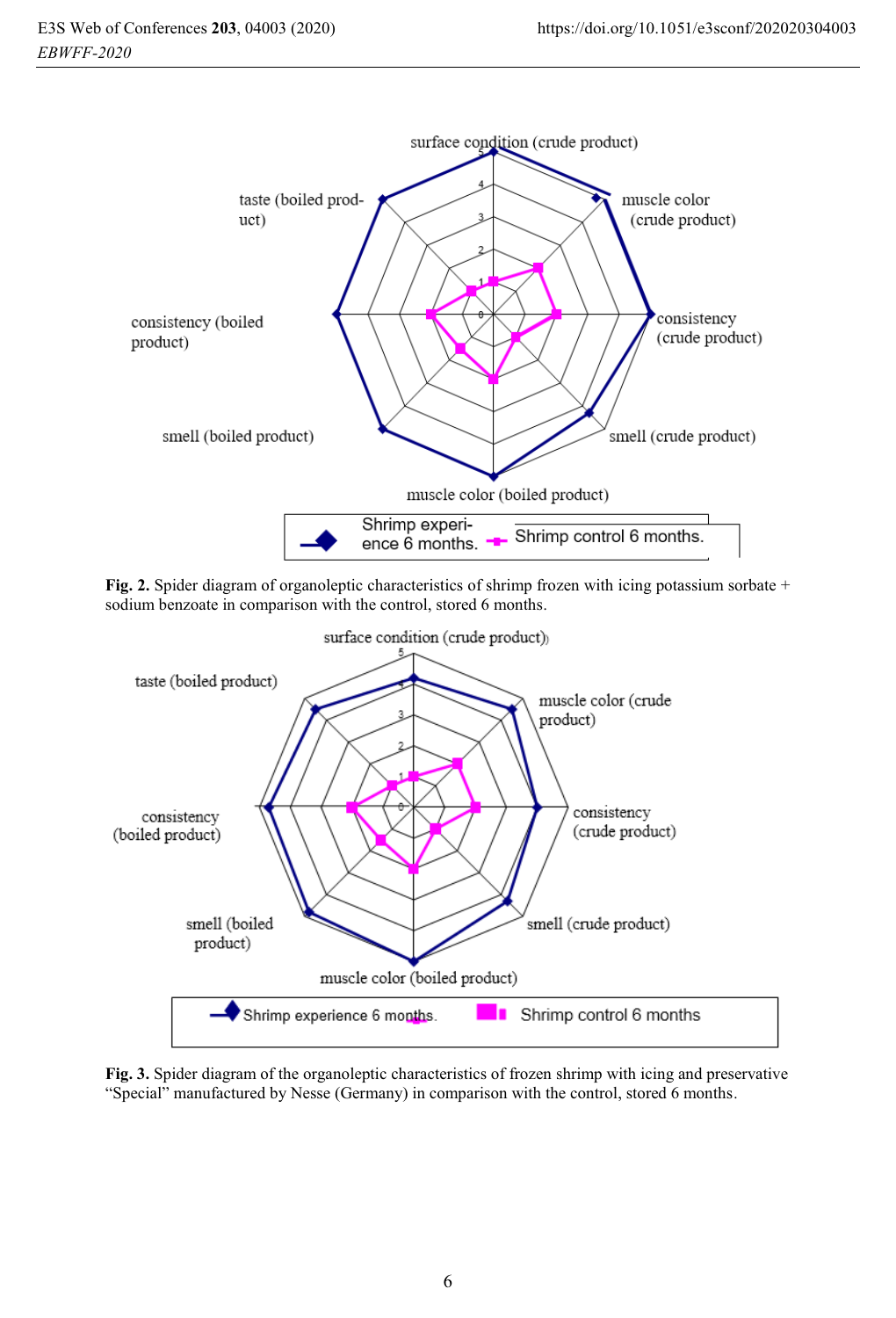**Fig. 2.** Spider diagram of organoleptic characteristics of shrimp frozen with icing potassium sorbate + sodium benzoate in comparison with the control, stored 6 months.

**Fig. 3.** Spider diagram of the organoleptic characteristics of frozen shrimp with icing and preservative "Special" manufactured by Nesse (Germany) in comparison with the control, stored 6 months.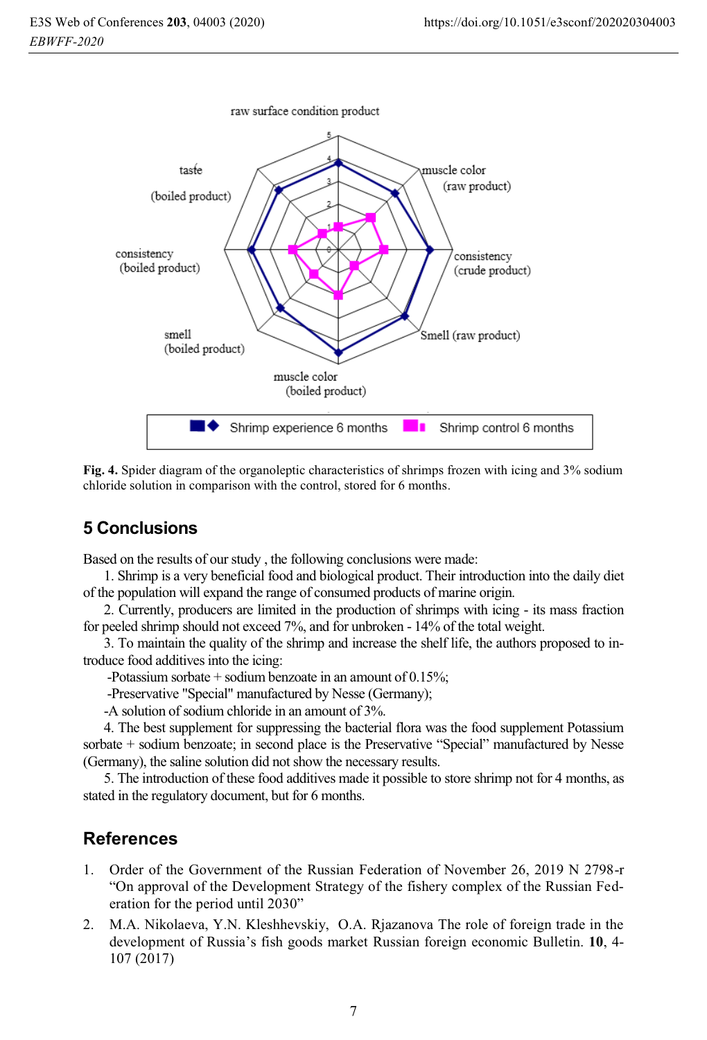**Fig. 4.** Spider diagram of the organoleptic characteristics of shrimps frozen with icing and 3% sodium chloride solution in comparison with the control, stored for 6 months.

## 5 Conclusions

Based on the results of our study , the following conclusions were made:

1. Shrimp is a very beneficial food and biological product. Their introduction into the daily diet of the population will expand the range of consumed products of marine origin.

2. Currently, producers are limited in the production of shrimps with icing - its mass fraction for peeled shrimp should not exceed 7%, and for unbroken - 14% of the total weight.

3. To maintain the quality of the shrimp and increase the shelf life, the authors proposed to introduce food additives into the icing:

-Potassium sorbate + sodium benzoate in an amount of 0.15%;

-Preservative "Special" manufactured by Nesse (Germany);

-A solution of sodium chloride in an amount of 3%.

4. The best supplement for suppressing the bacterial flora was the food supplement Potassium sorbate + sodium benzoate; in second place is the Preservative "Special" manufactured by Nesse (Germany), the saline solution did not show the necessary results.

5. The introduction of these food additives made it possible to store shrimp not for 4 months, as stated in the regulatory document, but for 6 months.

## References

1. Order of the Government of the Russian Federation of November 26, 2019 N 2798-r "On approval of the Development Strategy of the fishery complex of the Russian Federation for the period until 2030"
2. M.A. Nikolaeva, Y.N. Kleshhevskiy, O.A. Rjazanova The role of foreign trade in the development of Russia's fish goods market Russian foreign economic Bulletin. **10**, 4-107 (2017)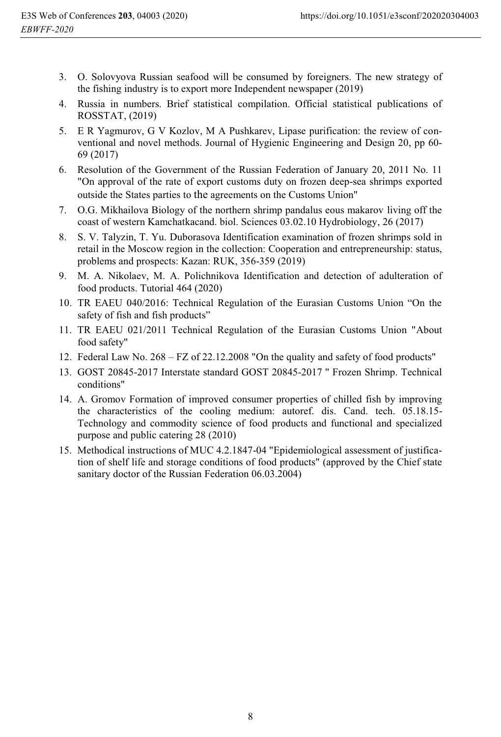3. O. Solovyova Russian seafood will be consumed by foreigners. The new strategy of the fishing industry is to export more Independent newspaper (2019)
4. Russia in numbers. Brief statistical compilation. Official statistical publications of ROSSTAT, (2019)
5. E R Yagmurov, G V Kozlov, M A Pushkarev, Lipase purification: the review of conventional and novel methods. Journal of Hygienic Engineering and Design 20, pp 60-69 (2017)
6. Resolution of the Government of the Russian Federation of January 20, 2011 No. 11 "On approval of the rate of export customs duty on frozen deep-sea shrimps exported outside the States parties to the agreements on the Customs Union"
7. O.G. Mikhailova Biology of the northern shrimp pandalus eous makarov living off the coast of western Kamchatkacand. biol. Sciences 03.02.10 Hydrobiology, 26 (2017)
8. S. V. Talyzin, T. Yu. Duborasova Identification examination of frozen shrimps sold in retail in the Moscow region in the collection: Cooperation and entrepreneurship: status, problems and prospects: Kazan: RUK, 356-359 (2019)
9. M. A. Nikolaev, M. A. Polichnikova Identification and detection of adulteration of food products. Tutorial 464 (2020)
10. TR EAEU 040/2016: Technical Regulation of the Eurasian Customs Union "On the safety of fish and fish products"
11. TR EAEU 021/2011 Technical Regulation of the Eurasian Customs Union "About food safety"
12. Federal Law No. 268 – FZ of 22.12.2008 "On the quality and safety of food products"
13. GOST 20845-2017 Interstate standard GOST 20845-2017 " Frozen Shrimp. Technical conditions"
14. A. Gromov Formation of improved consumer properties of chilled fish by improving the characteristics of the cooling medium: autoref. dis. Cand. tech. 05.18.15-Technology and commodity science of food products and functional and specialized purpose and public catering 28 (2010)
15. Methodical instructions of MUC 4.2.1847-04 "Epidemiological assessment of justification of shelf life and storage conditions of food products" (approved by the Chief state sanitary doctor of the Russian Federation 06.03.2004)